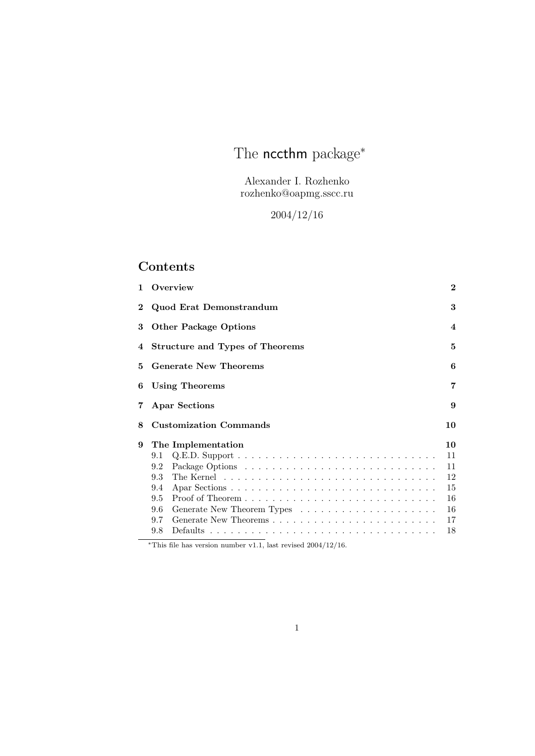# The nccthm package*

Alexander I. Rozhenko
rozhenko@oapmg.sscc.ru

2004/12/16

## Contents

| | | |
|---|---|---|
| **1** | **Overview** | **2** |
| **2** | **Quod Erat Demonstrandum** | **3** |
| **3** | **Other Package Options** | **4** |
| **4** | **Structure and Types of Theorems** | **5** |
| **5** | **Generate New Theorems** | **6** |
| **6** | **Using Theorems** | **7** |
| **7** | **Apar Sections** | **9** |
| **8** | **Customization Commands** | **10** |
| **9** | **The Implementation** | **10** |
| 9.1 | Q.E.D. Support | 11 |
| 9.2 | Package Options | 11 |
| 9.3 | The Kernel | 12 |
| 9.4 | Apar Sections | 15 |
| 9.5 | Proof of Theorem | 16 |
| 9.6 | Generate New Theorem Types | 16 |
| 9.7 | Generate New Theorems | 17 |
| 9.8 | Defaults | 18 |

*This file has version number v1.1, last revised 2004/12/16.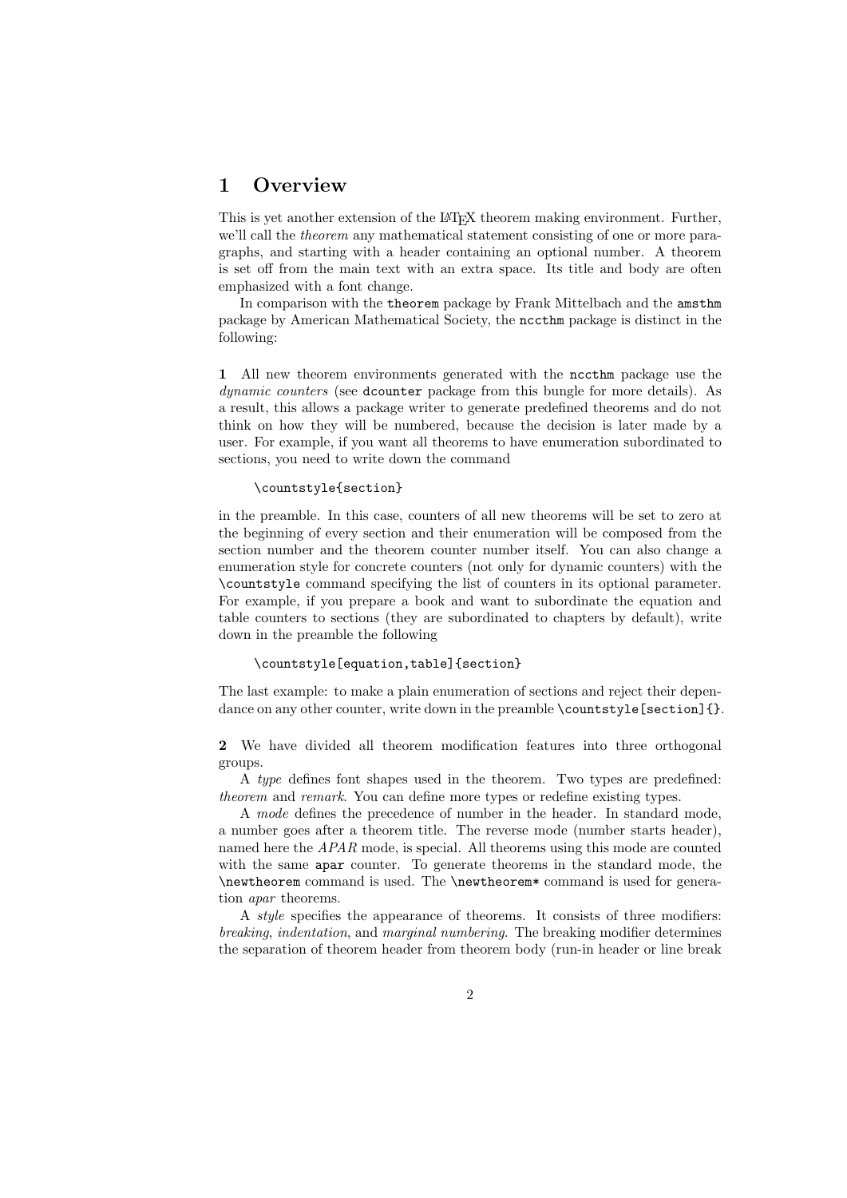# 1 Overview

This is yet another extension of the LaTeX theorem making environment. Further, we'll call the *theorem* any mathematical statement consisting of one or more paragraphs, and starting with a header containing an optional number. A theorem is set off from the main text with an extra space. Its title and body are often emphasized with a font change.

In comparison with the `theorem` package by Frank Mittelbach and the `amsthm` package by American Mathematical Society, the `nccthm` package is distinct in the following:

**1** All new theorem environments generated with the `nccthm` package use the *dynamic counters* (see `dcounter` package from this bungle for more details). As a result, this allows a package writer to generate predefined theorems and do not think on how they will be numbered, because the decision is later made by a user. For example, if you want all theorems to have enumeration subordinated to sections, you need to write down the command

```
\countstyle{section}
```

in the preamble. In this case, counters of all new theorems will be set to zero at the beginning of every section and their enumeration will be composed from the section number and the theorem counter number itself. You can also change a enumeration style for concrete counters (not only for dynamic counters) with the `\countstyle` command specifying the list of counters in its optional parameter. For example, if you prepare a book and want to subordinate the equation and table counters to sections (they are subordinated to chapters by default), write down in the preamble the following

```
\countstyle[equation,table]{section}
```

The last example: to make a plain enumeration of sections and reject their dependance on any other counter, write down in the preamble `\countstyle[section]{}`.

**2** We have divided all theorem modification features into three orthogonal groups.

A *type* defines font shapes used in the theorem. Two types are predefined: *theorem* and *remark*. You can define more types or redefine existing types.

A *mode* defines the precedence of number in the header. In standard mode, a number goes after a theorem title. The reverse mode (number starts header), named here the *APAR* mode, is special. All theorems using this mode are counted with the same `apar` counter. To generate theorems in the standard mode, the `\newtheorem` command is used. The `\newtheorem*` command is used for generation *apar* theorems.

A *style* specifies the appearance of theorems. It consists of three modifiers: *breaking*, *indentation*, and *marginal numbering*. The breaking modifier determines the separation of theorem header from theorem body (run-in header or line break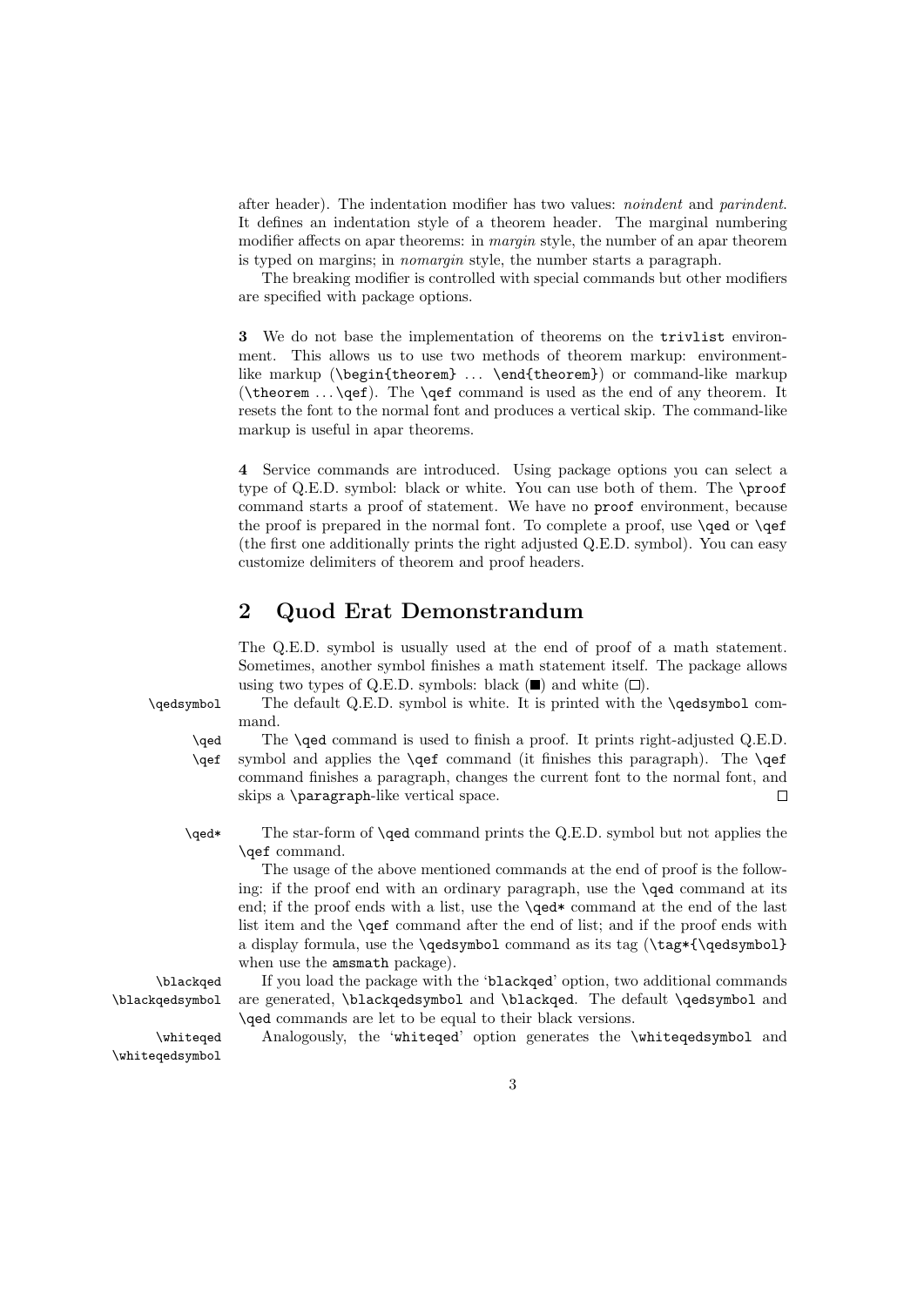after header). The indentation modifier has two values: *noindent* and *parindent*. It defines an indentation style of a theorem header. The marginal numbering modifier affects on apar theorems: in *margin* style, the number of an apar theorem is typed on margins; in *nomargin* style, the number starts a paragraph.

The breaking modifier is controlled with special commands but other modifiers are specified with package options.

**3** We do not base the implementation of theorems on the `trivlist` environment. This allows us to use two methods of theorem markup: environment-like markup (`\begin{theorem}` ... `\end{theorem}`) or command-like markup (`\theorem` ... `\qef`). The `\qef` command is used as the end of any theorem. It resets the font to the normal font and produces a vertical skip. The command-like markup is useful in apar theorems.

**4** Service commands are introduced. Using package options you can select a type of Q.E.D. symbol: black or white. You can use both of them. The `\proof` command starts a proof of statement. We have no `proof` environment, because the proof is prepared in the normal font. To complete a proof, use `\qed` or `\qef` (the first one additionally prints the right adjusted Q.E.D. symbol). You can easy customize delimiters of theorem and proof headers.

## 2 Quod Erat Demonstrandum

The Q.E.D. symbol is usually used at the end of proof of a math statement. Sometimes, another symbol finishes a math statement itself. The package allows using two types of Q.E.D. symbols: black (■) and white (□).

`\qedsymbol` — The default Q.E.D. symbol is white. It is printed with the `\qedsymbol` command.

`\qed` `\qef` — The `\qed` command is used to finish a proof. It prints right-adjusted Q.E.D. symbol and applies the `\qef` command (it finishes this paragraph). The `\qef` command finishes a paragraph, changes the current font to the normal font, and skips a `\paragraph`-like vertical space. □

`\qed*` — The star-form of `\qed` command prints the Q.E.D. symbol but not applies the `\qef` command.

The usage of the above mentioned commands at the end of proof is the following: if the proof end with an ordinary paragraph, use the `\qed` command at its end; if the proof ends with a list, use the `\qed*` command at the end of the last list item and the `\qef` command after the end of list; and if the proof ends with a display formula, use the `\qedsymbol` command as its tag (`\tag*{\qedsymbol}` when use the `amsmath` package).

`\blackqed` `\blackqedsymbol` — If you load the package with the '`blackqed`' option, two additional commands are generated, `\blackqedsymbol` and `\blackqed`. The default `\qedsymbol` and `\qed` commands are let to be equal to their black versions.

`\whiteqed` `\whiteqedsymbol` — Analogously, the '`whiteqed`' option generates the `\whiteqedsymbol` and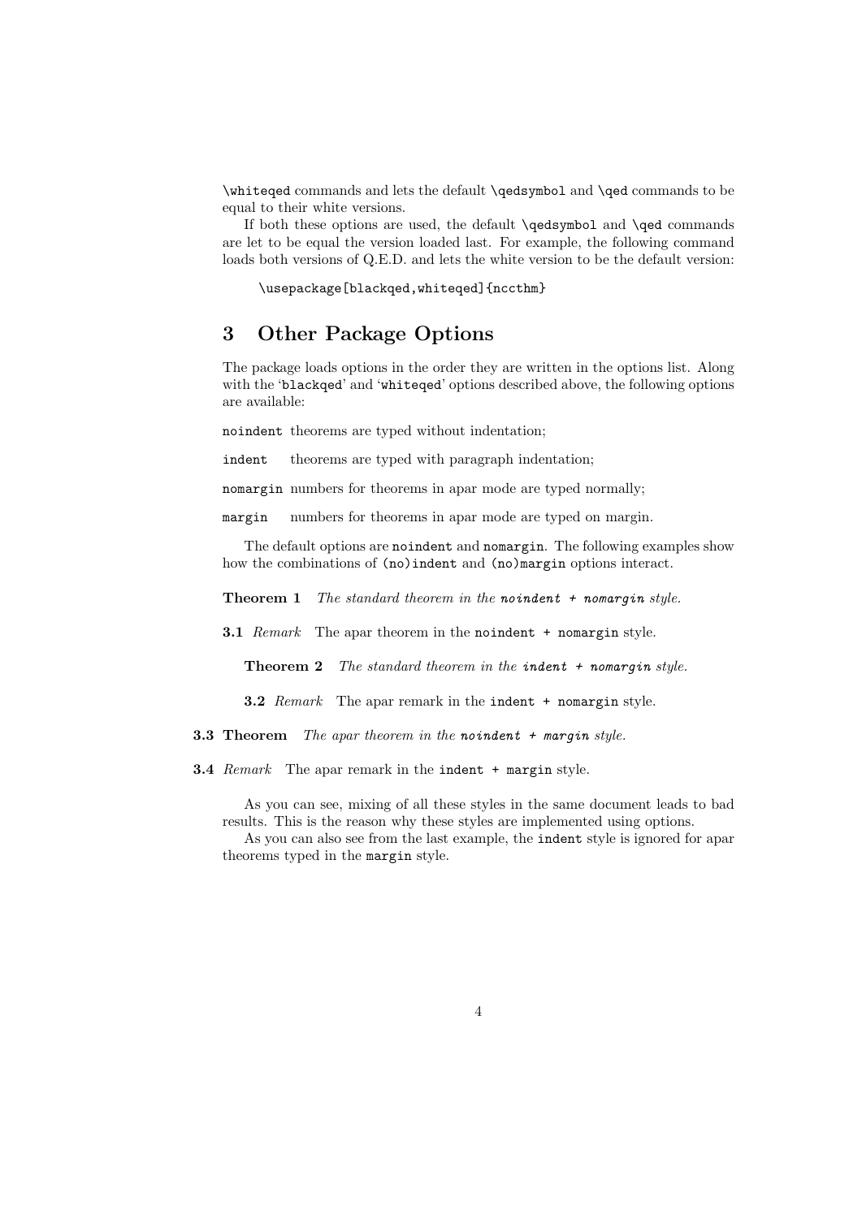`\whiteqed` commands and lets the default `\qedsymbol` and `\qed` commands to be equal to their white versions.

If both these options are used, the default `\qedsymbol` and `\qed` commands are let to be equal the version loaded last. For example, the following command loads both versions of Q.E.D. and lets the white version to be the default version:

```
\usepackage[blackqed,whiteqed]{nccthm}
```

## 3 Other Package Options

The package loads options in the order they are written in the options list. Along with the '`blackqed`' and '`whiteqed`' options described above, the following options are available:

`noindent` theorems are typed without indentation;

`indent` theorems are typed with paragraph indentation;

`nomargin` numbers for theorems in apar mode are typed normally;

`margin` numbers for theorems in apar mode are typed on margin.

The default options are `noindent` and `nomargin`. The following examples show how the combinations of `(no)indent` and `(no)margin` options interact.

**Theorem 1** *The standard theorem in the `noindent + nomargin` style.*

**3.1** *Remark* The apar theorem in the `noindent + nomargin` style.

**Theorem 2** *The standard theorem in the `indent + nomargin` style.*

**3.2** *Remark* The apar remark in the `indent + nomargin` style.

**3.3 Theorem** *The apar theorem in the `noindent + margin` style.*

**3.4** *Remark* The apar remark in the `indent + margin` style.

As you can see, mixing of all these styles in the same document leads to bad results. This is the reason why these styles are implemented using options.

As you can also see from the last example, the `indent` style is ignored for apar theorems typed in the `margin` style.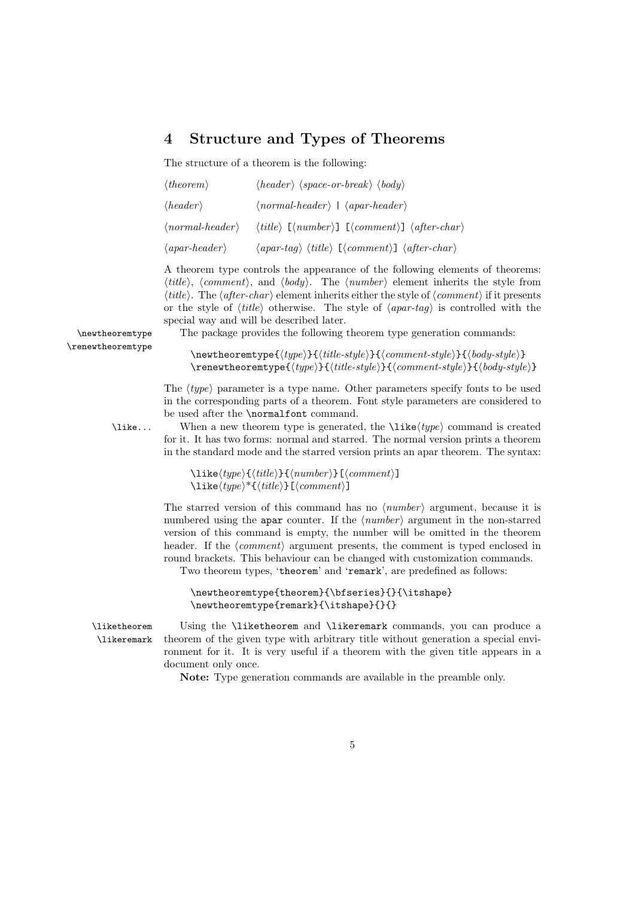## 4 Structure and Types of Theorems

The structure of a theorem is the following:

| | |
|---|---|
| ⟨*theorem*⟩ | ⟨*header*⟩ ⟨*space-or-break*⟩ ⟨*body*⟩ |
| ⟨*header*⟩ | ⟨*normal-header*⟩ \| ⟨*apar-header*⟩ |
| ⟨*normal-header*⟩ | ⟨*title*⟩ [⟨*number*⟩] [⟨*comment*⟩] ⟨*after-char*⟩ |
| ⟨*apar-header*⟩ | ⟨*apar-tag*⟩ ⟨*title*⟩ [⟨*comment*⟩] ⟨*after-char*⟩ |

A theorem type controls the appearance of the following elements of theorems: ⟨*title*⟩, ⟨*comment*⟩, and ⟨*body*⟩. The ⟨*number*⟩ element inherits the style from ⟨*title*⟩. The ⟨*after-char*⟩ element inherits either the style of ⟨*comment*⟩ if it presents or the style of ⟨*title*⟩ otherwise. The style of ⟨*apar-tag*⟩ is controlled with the special way and will be described later.

`\newtheoremtype` `\renewtheoremtype` The package provides the following theorem type generation commands:

```
\newtheoremtype{⟨type⟩}{⟨title-style⟩}{⟨comment-style⟩}{⟨body-style⟩}
\renewtheoremtype{⟨type⟩}{⟨title-style⟩}{⟨comment-style⟩}{⟨body-style⟩}
```

The ⟨*type*⟩ parameter is a type name. Other parameters specify fonts to be used in the corresponding parts of a theorem. Font style parameters are considered to be used after the `\normalfont` command.

`\like...` When a new theorem type is generated, the `\like`⟨*type*⟩ command is created for it. It has two forms: normal and starred. The normal version prints a theorem in the standard mode and the starred version prints an apar theorem. The syntax:

```
\like⟨type⟩{⟨title⟩}{⟨number⟩}[⟨comment⟩]
\like⟨type⟩*{⟨title⟩}[⟨comment⟩]
```

The starred version of this command has no ⟨*number*⟩ argument, because it is numbered using the `apar` counter. If the ⟨*number*⟩ argument in the non-starred version of this command is empty, the number will be omitted in the theorem header. If the ⟨*comment*⟩ argument presents, the comment is typed enclosed in round brackets. This behaviour can be changed with customization commands.

Two theorem types, '`theorem`' and '`remark`', are predefined as follows:

```
\newtheoremtype{theorem}{\bfseries}{}{\itshape}
\newtheoremtype{remark}{\itshape}{}{}
```

`\liketheorem` `\likeremark` Using the `\liketheorem` and `\likeremark` commands, you can produce a theorem of the given type with arbitrary title without generation a special environment for it. It is very useful if a theorem with the given title appears in a document only once.

**Note:** Type generation commands are available in the preamble only.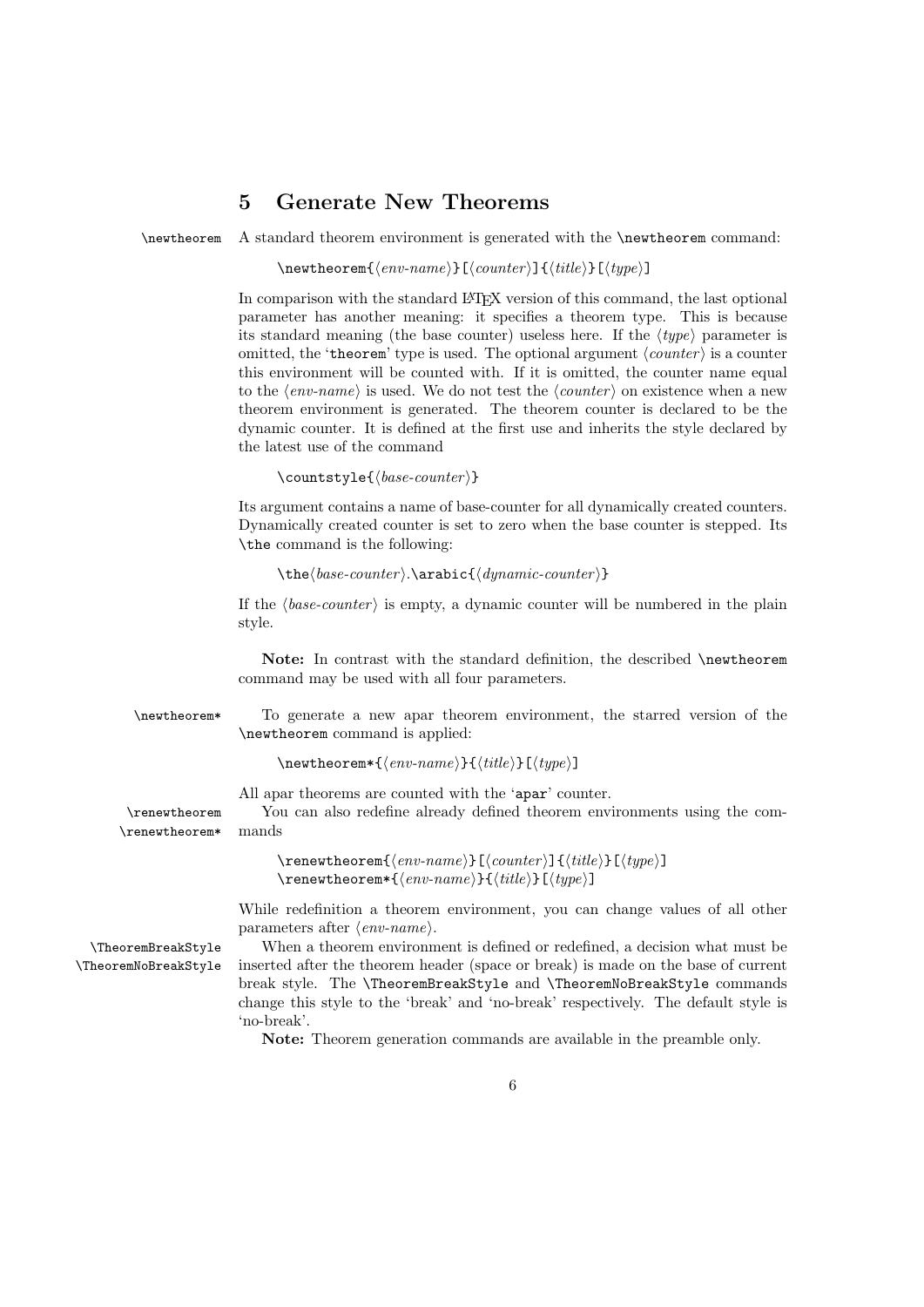## 5 Generate New Theorems

\newtheorem A standard theorem environment is generated with the \newtheorem command:

```
\newtheorem{⟨env-name⟩}[⟨counter⟩]{⟨title⟩}[⟨type⟩]
```

In comparison with the standard LaTeX version of this command, the last optional parameter has another meaning: it specifies a theorem type. This is because its standard meaning (the base counter) useless here. If the ⟨*type*⟩ parameter is omitted, the '`theorem`' type is used. The optional argument ⟨*counter*⟩ is a counter this environment will be counted with. If it is omitted, the counter name equal to the ⟨*env-name*⟩ is used. We do not test the ⟨*counter*⟩ on existence when a new theorem environment is generated. The theorem counter is declared to be the dynamic counter. It is defined at the first use and inherits the style declared by the latest use of the command

```
\countstyle{⟨base-counter⟩}
```

Its argument contains a name of base-counter for all dynamically created counters. Dynamically created counter is set to zero when the base counter is stepped. Its `\the` command is the following:

```
\the⟨base-counter⟩.\arabic{⟨dynamic-counter⟩}
```

If the ⟨*base-counter*⟩ is empty, a dynamic counter will be numbered in the plain style.

**Note:** In contrast with the standard definition, the described `\newtheorem` command may be used with all four parameters.

\newtheorem* To generate a new apar theorem environment, the starred version of the `\newtheorem` command is applied:

```
\newtheorem*{⟨env-name⟩}{⟨title⟩}[⟨type⟩]
```

All apar theorems are counted with the '`apar`' counter.

\renewtheorem \renewtheorem* You can also redefine already defined theorem environments using the commands

```
\renewtheorem{⟨env-name⟩}[⟨counter⟩]{⟨title⟩}[⟨type⟩]
\renewtheorem*{⟨env-name⟩}{⟨title⟩}[⟨type⟩]
```

While redefinition a theorem environment, you can change values of all other parameters after ⟨*env-name*⟩.

\TheoremBreakStyle \TheoremNoBreakStyle When a theorem environment is defined or redefined, a decision what must be inserted after the theorem header (space or break) is made on the base of current break style. The `\TheoremBreakStyle` and `\TheoremNoBreakStyle` commands change this style to the 'break' and 'no-break' respectively. The default style is 'no-break'.

**Note:** Theorem generation commands are available in the preamble only.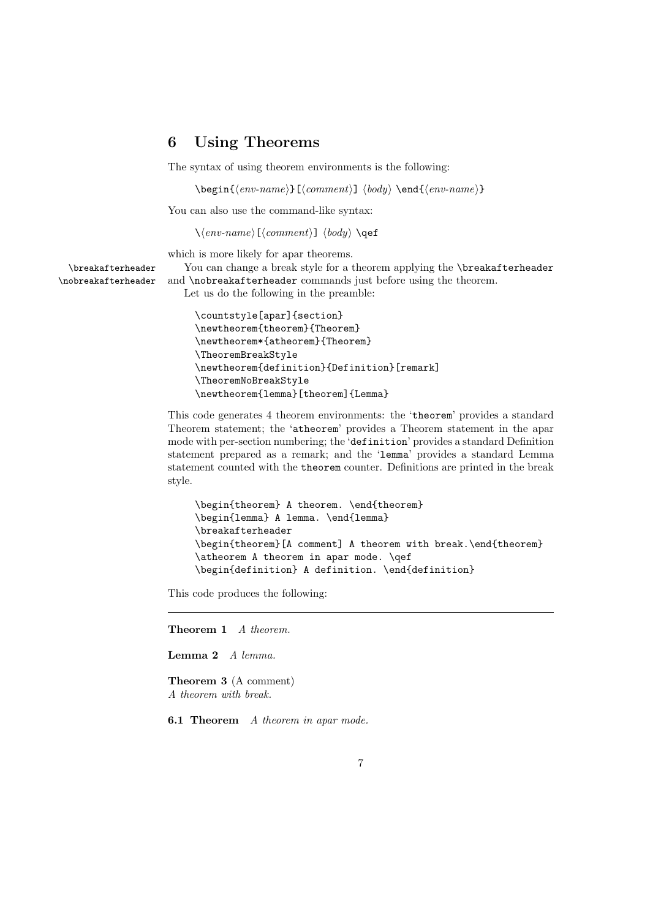## 6 Using Theorems

The syntax of using theorem environments is the following:

```
\begin{⟨env-name⟩}[⟨comment⟩] ⟨body⟩ \end{⟨env-name⟩}
```

You can also use the command-like syntax:

```
\⟨env-name⟩[⟨comment⟩] ⟨body⟩ \qef
```

which is more likely for apar theorems.

`\breakafterheader` `\nobreakafterheader`

You can change a break style for a theorem applying the `\breakafterheader` and `\nobreakafterheader` commands just before using the theorem.

Let us do the following in the preamble:

```
\countstyle[apar]{section}
\newtheorem{theorem}{Theorem}
\newtheorem*{atheorem}{Theorem}
\TheoremBreakStyle
\newtheorem{definition}{Definition}[remark]
\TheoremNoBreakStyle
\newtheorem{lemma}[theorem]{Lemma}
```

This code generates 4 theorem environments: the '`theorem`' provides a standard Theorem statement; the '`atheorem`' provides a Theorem statement in the apar mode with per-section numbering; the '`definition`' provides a standard Definition statement prepared as a remark; and the '`lemma`' provides a standard Lemma statement counted with the `theorem` counter. Definitions are printed in the break style.

```
\begin{theorem} A theorem. \end{theorem}
\begin{lemma} A lemma. \end{lemma}
\breakafterheader
\begin{theorem}[A comment] A theorem with break.\end{theorem}
\atheorem A theorem in apar mode. \qef
\begin{definition} A definition. \end{definition}
```

This code produces the following:

---

**Theorem 1** *A theorem.*

**Lemma 2** *A lemma.*

**Theorem 3** (A comment)
*A theorem with break.*

**6.1 Theorem** *A theorem in apar mode.*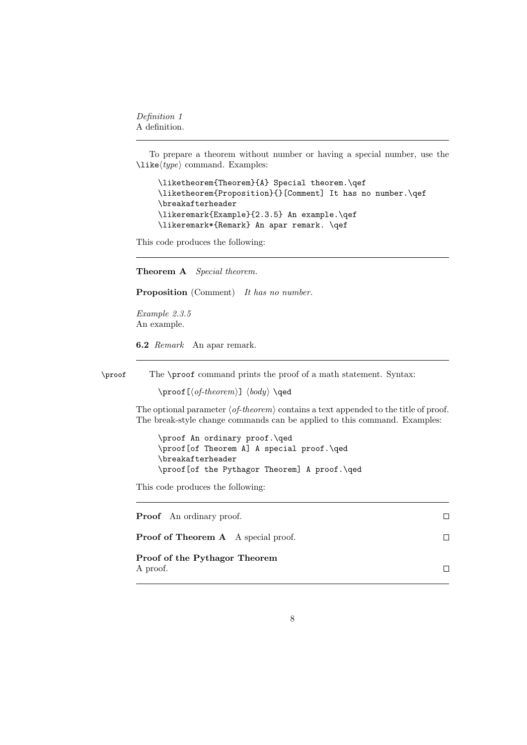*Definition 1*
A definition.

---

To prepare a theorem without number or having a special number, use the `\like`⟨*type*⟩ command. Examples:

```
\liketheorem{Theorem}{A} Special theorem.\qef
\liketheorem{Proposition}{}[Comment] It has no number.\qef
\breakafterheader
\likeremark{Example}{2.3.5} An example.\qef
\likeremark*{Remark} An apar remark. \qef
```

This code produces the following:

---

**Theorem A** *Special theorem.*

**Proposition** (Comment) *It has no number.*

*Example 2.3.5*
An example.

**6.2** *Remark* An apar remark.

---

`\proof` The `\proof` command prints the proof of a math statement. Syntax:

`\proof[`⟨*of-theorem*⟩`]` ⟨*body*⟩ `\qed`

The optional parameter ⟨*of-theorem*⟩ contains a text appended to the title of proof. The break-style change commands can be applied to this command. Examples:

```
\proof An ordinary proof.\qed
\proof[of Theorem A] A special proof.\qed
\breakafterheader
\proof[of the Pythagor Theorem] A proof.\qed
```

This code produces the following:

---

**Proof** An ordinary proof. □

**Proof of Theorem A** A special proof. □

**Proof of the Pythagor Theorem**
A proof. □

---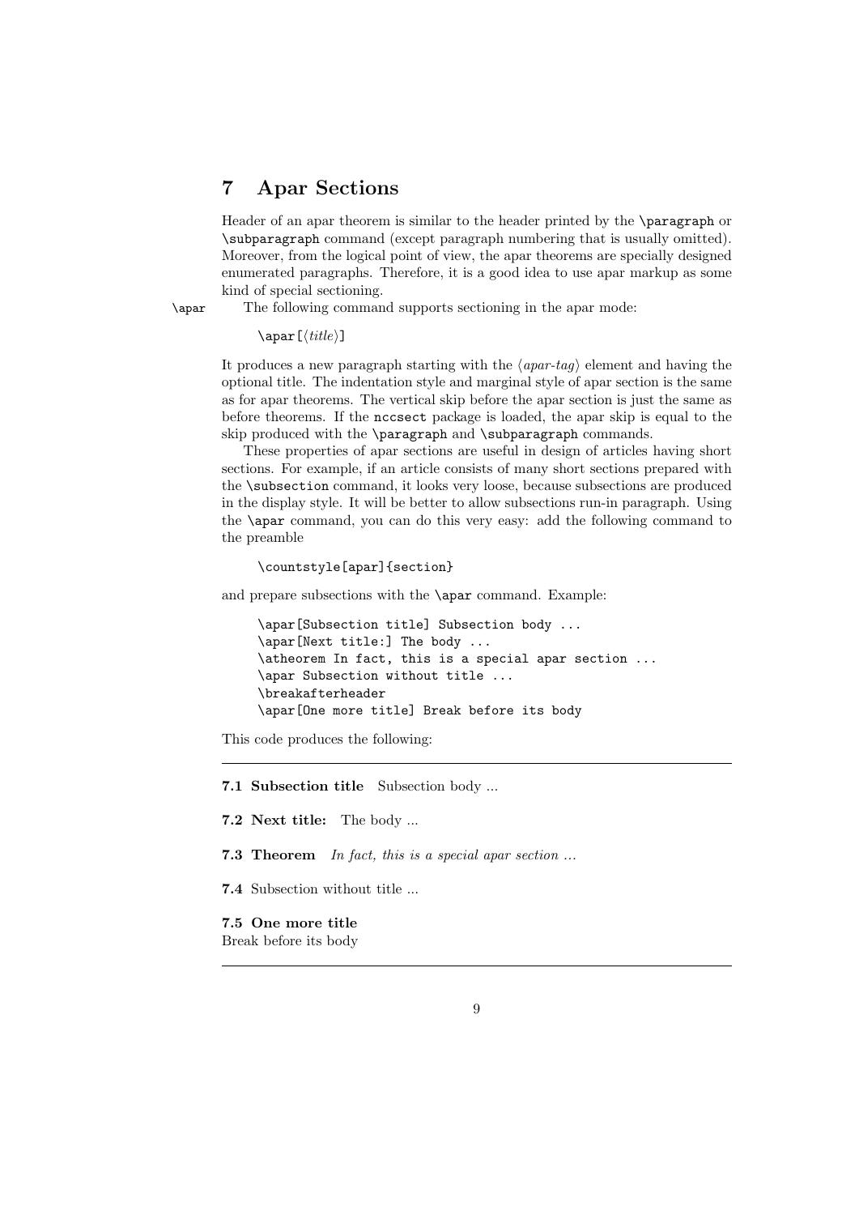## 7 Apar Sections

Header of an apar theorem is similar to the header printed by the `\paragraph` or `\subparagraph` command (except paragraph numbering that is usually omitted). Moreover, from the logical point of view, the apar theorems are specially designed enumerated paragraphs. Therefore, it is a good idea to use apar markup as some kind of special sectioning.

`\apar` The following command supports sectioning in the apar mode:

```
\apar[⟨title⟩]
```

It produces a new paragraph starting with the ⟨*apar-tag*⟩ element and having the optional title. The indentation style and marginal style of apar section is the same as for apar theorems. The vertical skip before the apar section is just the same as before theorems. If the `nccsect` package is loaded, the apar skip is equal to the skip produced with the `\paragraph` and `\subparagraph` commands.

These properties of apar sections are useful in design of articles having short sections. For example, if an article consists of many short sections prepared with the `\subsection` command, it looks very loose, because subsections are produced in the display style. It will be better to allow subsections run-in paragraph. Using the `\apar` command, you can do this very easy: add the following command to the preamble

```
\countstyle[apar]{section}
```

and prepare subsections with the `\apar` command. Example:

```
\apar[Subsection title] Subsection body ...
\apar[Next title:] The body ...
\atheorem In fact, this is a special apar section ...
\apar Subsection without title ...
\breakafterheader
\apar[One more title] Break before its body
```

This code produces the following:

---

**7.1 Subsection title** Subsection body ...

**7.2 Next title:** The body ...

**7.3 Theorem** *In fact, this is a special apar section ...*

**7.4** Subsection without title ...

**7.5 One more title**
Break before its body

---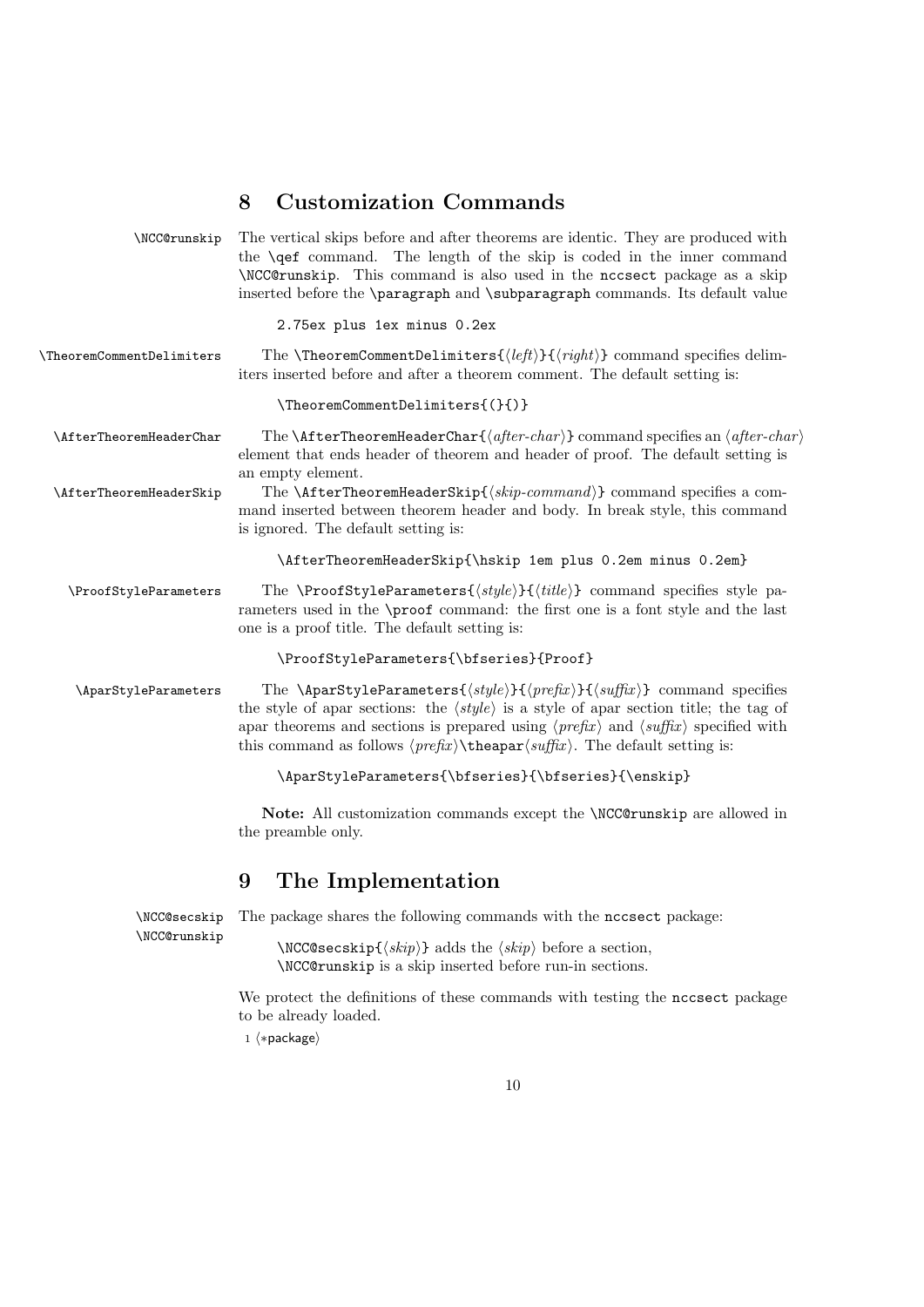## 8 Customization Commands

`\NCC@runskip` The vertical skips before and after theorems are identic. They are produced with the `\qef` command. The length of the skip is coded in the inner command `\NCC@runskip`. This command is also used in the `nccsect` package as a skip inserted before the `\paragraph` and `\subparagraph` commands. Its default value

```
2.75ex plus 1ex minus 0.2ex
```

`\TheoremCommentDelimiters` The `\TheoremCommentDelimiters{⟨left⟩}{⟨right⟩}` command specifies delimiters inserted before and after a theorem comment. The default setting is:

```
\TheoremCommentDelimiters{(}{)}
```

`\AfterTheoremHeaderChar` The `\AfterTheoremHeaderChar{⟨after-char⟩}` command specifies an ⟨*after-char*⟩ element that ends header of theorem and header of proof. The default setting is an empty element.

`\AfterTheoremHeaderSkip` The `\AfterTheoremHeaderSkip{⟨skip-command⟩}` command specifies a command inserted between theorem header and body. In break style, this command is ignored. The default setting is:

```
\AfterTheoremHeaderSkip{\hskip 1em plus 0.2em minus 0.2em}
```

`\ProofStyleParameters` The `\ProofStyleParameters{⟨style⟩}{⟨title⟩}` command specifies style parameters used in the `\proof` command: the first one is a font style and the last one is a proof title. The default setting is:

```
\ProofStyleParameters{\bfseries}{Proof}
```

`\AparStyleParameters` The `\AparStyleParameters{⟨style⟩}{⟨prefix⟩}{⟨suffix⟩}` command specifies the style of apar sections: the ⟨*style*⟩ is a style of apar section title; the tag of apar theorems and sections is prepared using ⟨*prefix*⟩ and ⟨*suffix*⟩ specified with this command as follows ⟨*prefix*⟩`\theapar`⟨*suffix*⟩. The default setting is:

```
\AparStyleParameters{\bfseries}{\bfseries}{\enskip}
```

**Note:** All customization commands except the `\NCC@runskip` are allowed in the preamble only.

## 9 The Implementation

`\NCC@secskip` `\NCC@runskip` The package shares the following commands with the `nccsect` package:

`\NCC@secskip{⟨skip⟩}` adds the ⟨*skip*⟩ before a section,
`\NCC@runskip` is a skip inserted before run-in sections.

We protect the definitions of these commands with testing the `nccsect` package to be already loaded.

```
1 ⟨*package⟩
```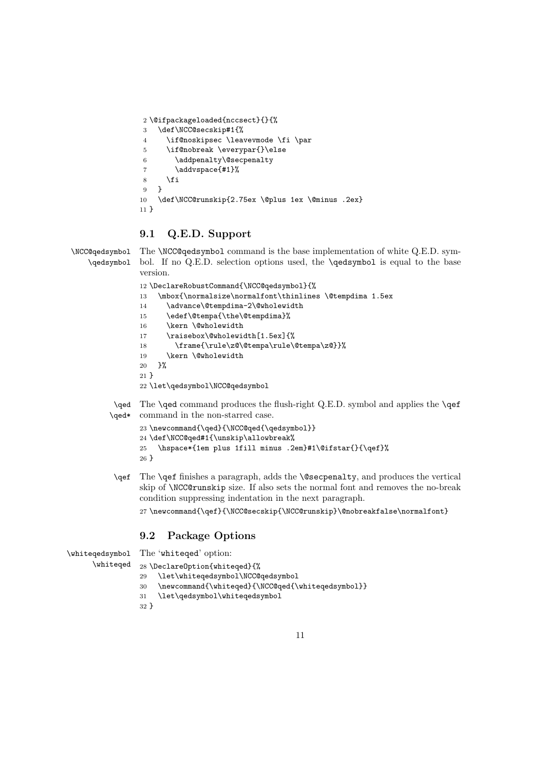```
2 \@ifpackageloaded{nccsect}{}{%
3   \def\NCC@secskip#1{%
4     \if@noskipsec \leavevmode \fi \par
5     \if@nobreak \everypar{}\else
6       \addpenalty\@secpenalty
7       \addvspace{#1}%
8     \fi
9   }
10  \def\NCC@runskip{2.75ex \@plus 1ex \@minus .2ex}
11 }
```

## 9.1 Q.E.D. Support

\NCC@qedsymbol \qedsymbol The `\NCC@qedsymbol` command is the base implementation of white Q.E.D. symbol. If no Q.E.D. selection options used, the `\qedsymbol` is equal to the base version.

```
12 \DeclareRobustCommand{\NCC@qedsymbol}{%
13   \mbox{\normalsize\normalfont\thinlines \@tempdima 1.5ex
14     \advance\@tempdima-2\@wholewidth
15     \edef\@tempa{\the\@tempdima}%
16     \kern \@wholewidth
17     \raisebox\@wholewidth[1.5ex]{%
18       \frame{\rule\z@\@tempa\rule\@tempa\z@}}%
19     \kern \@wholewidth
20   }%
21 }
22 \let\qedsymbol\NCC@qedsymbol
```

\qed \qed* The `\qed` command produces the flush-right Q.E.D. symbol and applies the `\qef` command in the non-starred case.

```
23 \newcommand{\qed}{\NCC@qed{\qedsymbol}}
24 \def\NCC@qed#1{\unskip\allowbreak%
25   \hspace*{1em plus 1fill minus .2em}#1\@ifstar{}{\qef}%
26 }
```

\qef The `\qef` finishes a paragraph, adds the `\@secpenalty`, and produces the vertical skip of `\NCC@runskip` size. If also sets the normal font and removes the no-break condition suppressing indentation in the next paragraph.

```
27 \newcommand{\qef}{\NCC@secskip{\NCC@runskip}\@nobreakfalse\normalfont}
```

## 9.2 Package Options

\whiteqedsymbol \whiteqed The '`whiteqed`' option:

```
28 \DeclareOption{whiteqed}{%
29   \let\whiteqedsymbol\NCC@qedsymbol
30   \newcommand{\whiteqed}{\NCC@qed{\whiteqedsymbol}}
31   \let\qedsymbol\whiteqedsymbol
32 }
```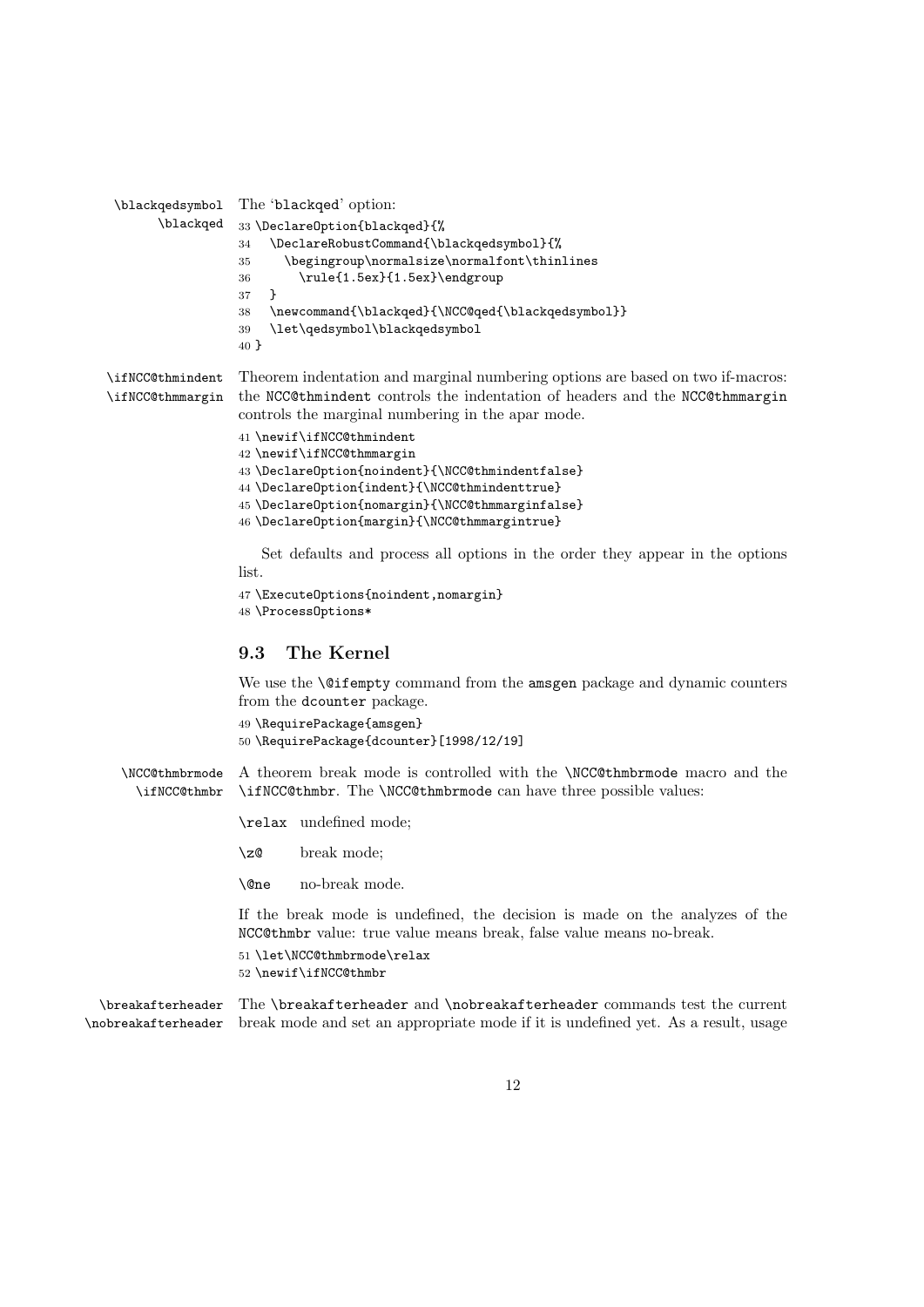\blackqedsymbol \blackqed The 'blackqed' option:

```
33 \DeclareOption{blackqed}{%
34   \DeclareRobustCommand{\blackqedsymbol}{%
35     \begingroup\normalsize\normalfont\thinlines
36       \rule{1.5ex}{1.5ex}\endgroup
37   }
38   \newcommand{\blackqed}{\NCC@qed{\blackqedsymbol}}
39   \let\qedsymbol\blackqedsymbol
40 }
```

\ifNCC@thmindent \ifNCC@thmmargin Theorem indentation and marginal numbering options are based on two if-macros: the NCC@thmindent controls the indentation of headers and the NCC@thmmargin controls the marginal numbering in the apar mode.

```
41 \newif\ifNCC@thmindent
42 \newif\ifNCC@thmmargin
43 \DeclareOption{noindent}{\NCC@thmindentfalse}
44 \DeclareOption{indent}{\NCC@thmindenttrue}
45 \DeclareOption{nomargin}{\NCC@thmmarginfalse}
46 \DeclareOption{margin}{\NCC@thmmargintrue}
```

Set defaults and process all options in the order they appear in the options list.

```
47 \ExecuteOptions{noindent,nomargin}
48 \ProcessOptions*
```

## 9.3 The Kernel

We use the `\@ifempty` command from the amsgen package and dynamic counters from the dcounter package.

```
49 \RequirePackage{amsgen}
50 \RequirePackage{dcounter}[1998/12/19]
```

\NCC@thmbrmode \ifNCC@thmbr A theorem break mode is controlled with the `\NCC@thmbrmode` macro and the `\ifNCC@thmbr`. The `\NCC@thmbrmode` can have three possible values:

`\relax` undefined mode;

`\z@` break mode;

`\@ne` no-break mode.

If the break mode is undefined, the decision is made on the analyzes of the NCC@thmbr value: true value means break, false value means no-break.

```
51 \let\NCC@thmbrmode\relax
52 \newif\ifNCC@thmbr
```

\breakafterheader \nobreakafterheader The `\breakafterheader` and `\nobreakafterheader` commands test the current break mode and set an appropriate mode if it is undefined yet. As a result, usage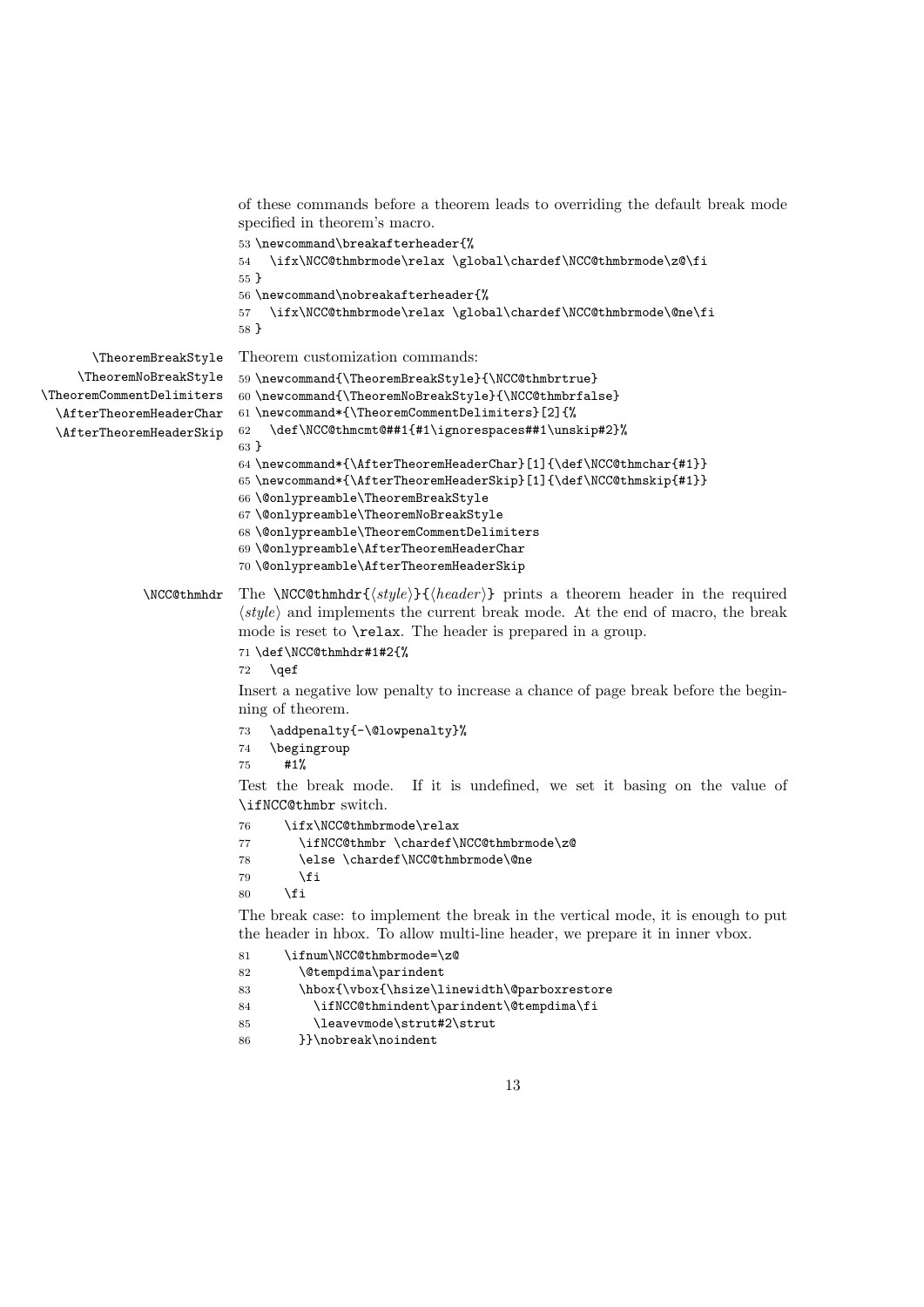of these commands before a theorem leads to overriding the default break mode specified in theorem's macro.

```
53 \newcommand\breakafterheader{%
54   \ifx\NCC@thmbrmode\relax \global\chardef\NCC@thmbrmode\z@\fi
55 }
56 \newcommand\nobreakafterheader{%
57   \ifx\NCC@thmbrmode\relax \global\chardef\NCC@thmbrmode\@ne\fi
58 }
```

\TheoremBreakStyle \TheoremNoBreakStyle \TheoremCommentDelimiters \AfterTheoremHeaderChar \AfterTheoremHeaderSkip

Theorem customization commands:

```
59 \newcommand{\TheoremBreakStyle}{\NCC@thmbrtrue}
60 \newcommand{\TheoremNoBreakStyle}{\NCC@thmbrfalse}
61 \newcommand*{\TheoremCommentDelimiters}[2]{%
62   \def\NCC@thmcmt@##1{#1\ignorespaces##1\unskip#2}%
63 }
64 \newcommand*{\AfterTheoremHeaderChar}[1]{\def\NCC@thmchar{#1}}
65 \newcommand*{\AfterTheoremHeaderSkip}[1]{\def\NCC@thmskip{#1}}
66 \@onlypreamble\TheoremBreakStyle
67 \@onlypreamble\TheoremNoBreakStyle
68 \@onlypreamble\TheoremCommentDelimiters
69 \@onlypreamble\AfterTheoremHeaderChar
70 \@onlypreamble\AfterTheoremHeaderSkip
```

\NCC@thmhdr

The \NCC@thmhdr{⟨*style*⟩}{⟨*header*⟩} prints a theorem header in the required ⟨*style*⟩ and implements the current break mode. At the end of macro, the break mode is reset to \relax. The header is prepared in a group.

```
71 \def\NCC@thmhdr#1#2{%
72   \qef
```

Insert a negative low penalty to increase a chance of page break before the beginning of theorem.

```
73   \addpenalty{-\@lowpenalty}%
74   \begingroup
75     #1%
```

Test the break mode. If it is undefined, we set it basing on the value of \ifNCC@thmbr switch.

```
76     \ifx\NCC@thmbrmode\relax
77       \ifNCC@thmbr \chardef\NCC@thmbrmode\z@
78       \else \chardef\NCC@thmbrmode\@ne
79       \fi
80     \fi
```

The break case: to implement the break in the vertical mode, it is enough to put the header in hbox. To allow multi-line header, we prepare it in inner vbox.

```
81     \ifnum\NCC@thmbrmode=\z@
82       \@tempdima\parindent
83       \hbox{\vbox{\hsize\linewidth\@parboxrestore
84         \ifNCC@thmindent\parindent\@tempdima\fi
85         \leavevmode\strut#2\strut
86       }}\nobreak\noindent
```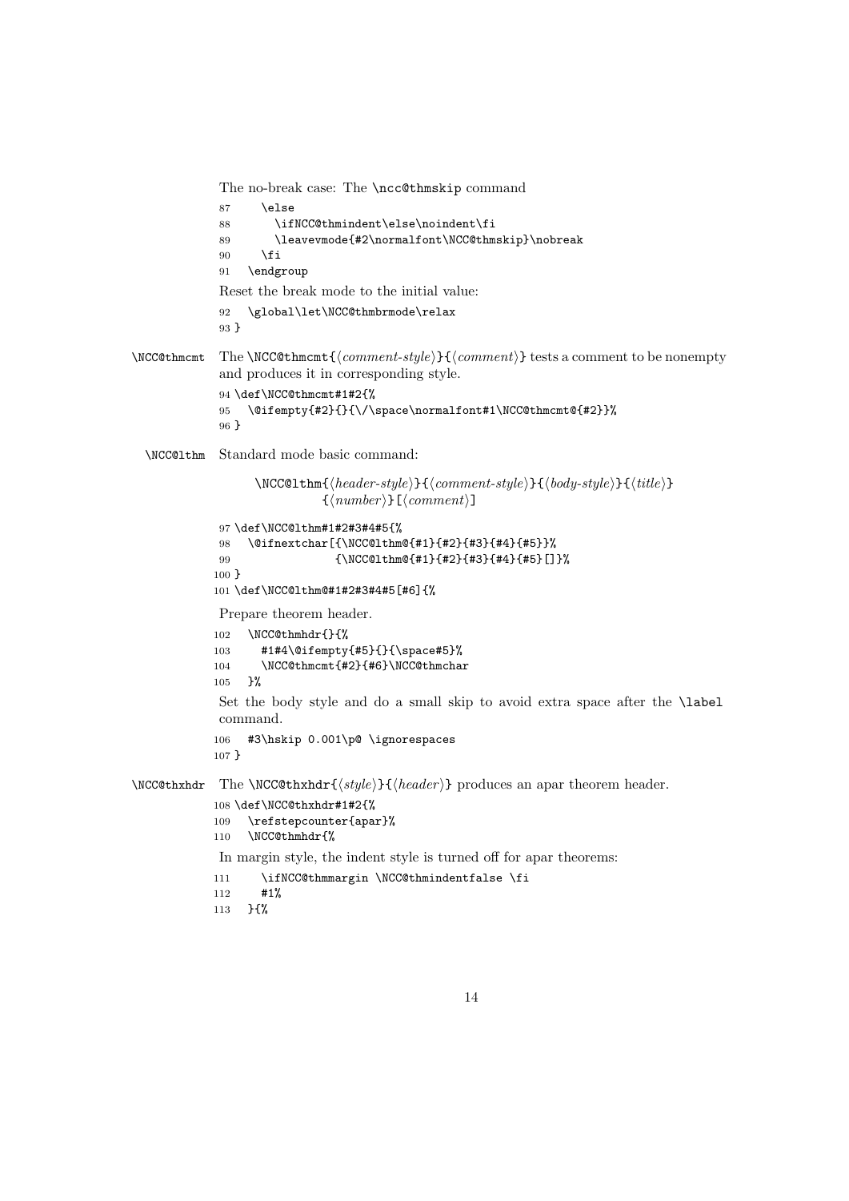The no-break case: The `\ncc@thmskip` command

```
87     \else
88       \ifNCC@thmindent\else\noindent\fi
89       \leavevmode{#2\normalfont\NCC@thmskip}\nobreak
90     \fi
91   \endgroup
```

Reset the break mode to the initial value:

```
92   \global\let\NCC@thmbrmode\relax
93 }
```

`\NCC@thmcmt` The `\NCC@thmcmt{`⟨*comment-style*⟩`}{`⟨*comment*⟩`}` tests a comment to be nonempty and produces it in corresponding style.

```
94 \def\NCC@thmcmt#1#2{%
95   \@ifempty{#2}{}{\/\space\normalfont#1\NCC@thmcmt@{#2}}%
96 }
```

`\NCC@lthm` Standard mode basic command:

> `\NCC@lthm{`⟨*header-style*⟩`}{`⟨*comment-style*⟩`}{`⟨*body-style*⟩`}{`⟨*title*⟩`}`
> `{`⟨*number*⟩`}[`⟨*comment*⟩`]`

```
97 \def\NCC@lthm#1#2#3#4#5{%
98   \@ifnextchar[{\NCC@lthm@{#1}{#2}{#3}{#4}{#5}}%
99                {\NCC@lthm@{#1}{#2}{#3}{#4}{#5}[]}%
100 }
101 \def\NCC@lthm@#1#2#3#4#5[#6]{%
```

Prepare theorem header.

```
102   \NCC@thmhdr{}{%
103     #1#4\@ifempty{#5}{}{\space#5}%
104     \NCC@thmcmt{#2}{#6}\NCC@thmchar
105   }%
```

Set the body style and do a small skip to avoid extra space after the `\label` command.

```
106   #3\hskip 0.001\p@ \ignorespaces
107 }
```

`\NCC@thxhdr` The `\NCC@thxhdr{`⟨*style*⟩`}{`⟨*header*⟩`}` produces an apar theorem header.

```
108 \def\NCC@thxhdr#1#2{%
109   \refstepcounter{apar}%
110   \NCC@thmhdr{%
```

In margin style, the indent style is turned off for apar theorems:

```
111     \ifNCC@thmmargin \NCC@thmindentfalse \fi
112     #1%
113   }{%
```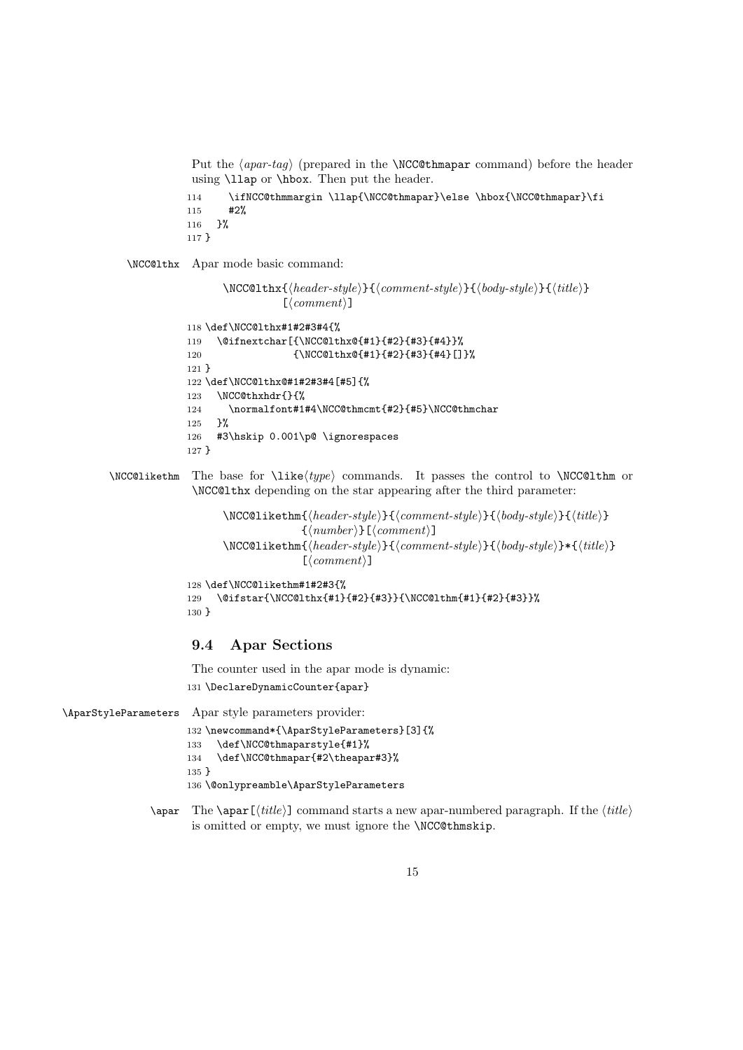Put the ⟨*apar-tag*⟩ (prepared in the `\NCC@thmapar` command) before the header using `\llap` or `\hbox`. Then put the header.

```
114     \ifNCC@thmmargin \llap{\NCC@thmapar}\else \hbox{\NCC@thmapar}\fi
115     #2%
116   }%
117 }
```

`\NCC@lthx` Apar mode basic command:

`\NCC@lthx{`⟨*header-style*⟩`}{`⟨*comment-style*⟩`}{`⟨*body-style*⟩`}{`⟨*title*⟩`}[`⟨*comment*⟩`]`

```
118 \def\NCC@lthx#1#2#3#4{%
119   \@ifnextchar[{\NCC@lthx@{#1}{#2}{#3}{#4}}%
120                {\NCC@lthx@{#1}{#2}{#3}{#4}[]}%
121 }
122 \def\NCC@lthx@#1#2#3#4[#5]{%
123   \NCC@thxhdr{}{%
124     \normalfont#1#4\NCC@thmcmt{#2}{#5}\NCC@thmchar
125   }%
126   #3\hskip 0.001\p@ \ignorespaces
127 }
```

`\NCC@likethm` The base for `\like`⟨*type*⟩ commands. It passes the control to `\NCC@lthm` or `\NCC@lthx` depending on the star appearing after the third parameter:

`\NCC@likethm{`⟨*header-style*⟩`}{`⟨*comment-style*⟩`}{`⟨*body-style*⟩`}{`⟨*title*⟩`}{`⟨*number*⟩`}[`⟨*comment*⟩`]`
`\NCC@likethm{`⟨*header-style*⟩`}{`⟨*comment-style*⟩`}{`⟨*body-style*⟩`}*{`⟨*title*⟩`}[`⟨*comment*⟩`]`

```
128 \def\NCC@likethm#1#2#3{%
129   \@ifstar{\NCC@lthx{#1}{#2}{#3}}{\NCC@lthm{#1}{#2}{#3}}%
130 }
```

## 9.4 Apar Sections

The counter used in the apar mode is dynamic:

```
131 \DeclareDynamicCounter{apar}
```

`\AparStyleParameters` Apar style parameters provider:

```
132 \newcommand*{\AparStyleParameters}[3]{%
133   \def\NCC@thmaparstyle{#1}%
134   \def\NCC@thmapar{#2\theapar#3}%
135 }
136 \@onlypreamble\AparStyleParameters
```

`\apar` The `\apar[`⟨*title*⟩`]` command starts a new apar-numbered paragraph. If the ⟨*title*⟩ is omitted or empty, we must ignore the `\NCC@thmskip`.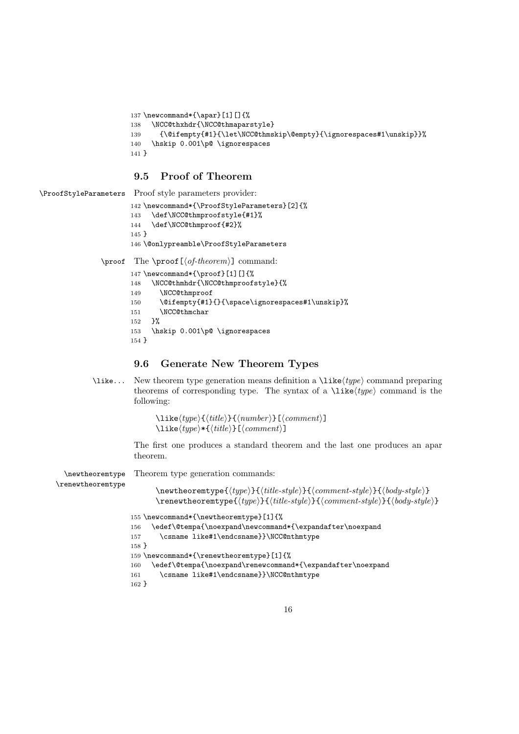```
137 \newcommand*{\apar}[1][]{%
138   \NCC@thxhdr{\NCC@thmaparstyle}
139     {\@ifempty{#1}{\let\NCC@thmskip\@empty}{\ignorespaces#1\unskip}}%
140   \hskip 0.001\p@ \ignorespaces
141 }
```

## 9.5 Proof of Theorem

\ProofStyleParameters Proof style parameters provider:

```
142 \newcommand*{\ProofStyleParameters}[2]{%
143   \def\NCC@thmproofstyle{#1}%
144   \def\NCC@thmproof{#2}%
145 }
146 \@onlypreamble\ProofStyleParameters
```

\proof The `\proof[⟨of-theorem⟩]` command:

```
147 \newcommand*{\proof}[1][]{%
148   \NCC@thmhdr{\NCC@thmproofstyle}{%
149     \NCC@thmproof
150     \@ifempty{#1}{}{\space\ignorespaces#1\unskip}%
151     \NCC@thmchar
152   }%
153   \hskip 0.001\p@ \ignorespaces
154 }
```

## 9.6 Generate New Theorem Types

\like... New theorem type generation means definition a `\like⟨type⟩` command preparing theorems of corresponding type. The syntax of a `\like⟨type⟩` command is the following:

```
\like⟨type⟩{⟨title⟩}{⟨number⟩}[⟨comment⟩]
\like⟨type⟩*{⟨title⟩}[⟨comment⟩]
```

The first one produces a standard theorem and the last one produces an apar theorem.

\newtheoremtype \renewtheoremtype Theorem type generation commands:

```
\newtheoremtype{⟨type⟩}{⟨title-style⟩}{⟨comment-style⟩}{⟨body-style⟩}
\renewtheoremtype{⟨type⟩}{⟨title-style⟩}{⟨comment-style⟩}{⟨body-style⟩}
```

```
155 \newcommand*{\newtheoremtype}[1]{%
156   \edef\@tempa{\noexpand\newcommand*{\expandafter\noexpand
157     \csname like#1\endcsname}}\NCC@nthmtype
158 }
159 \newcommand*{\renewtheoremtype}[1]{%
160   \edef\@tempa{\noexpand\renewcommand*{\expandafter\noexpand
161     \csname like#1\endcsname}}\NCC@nthmtype
162 }
```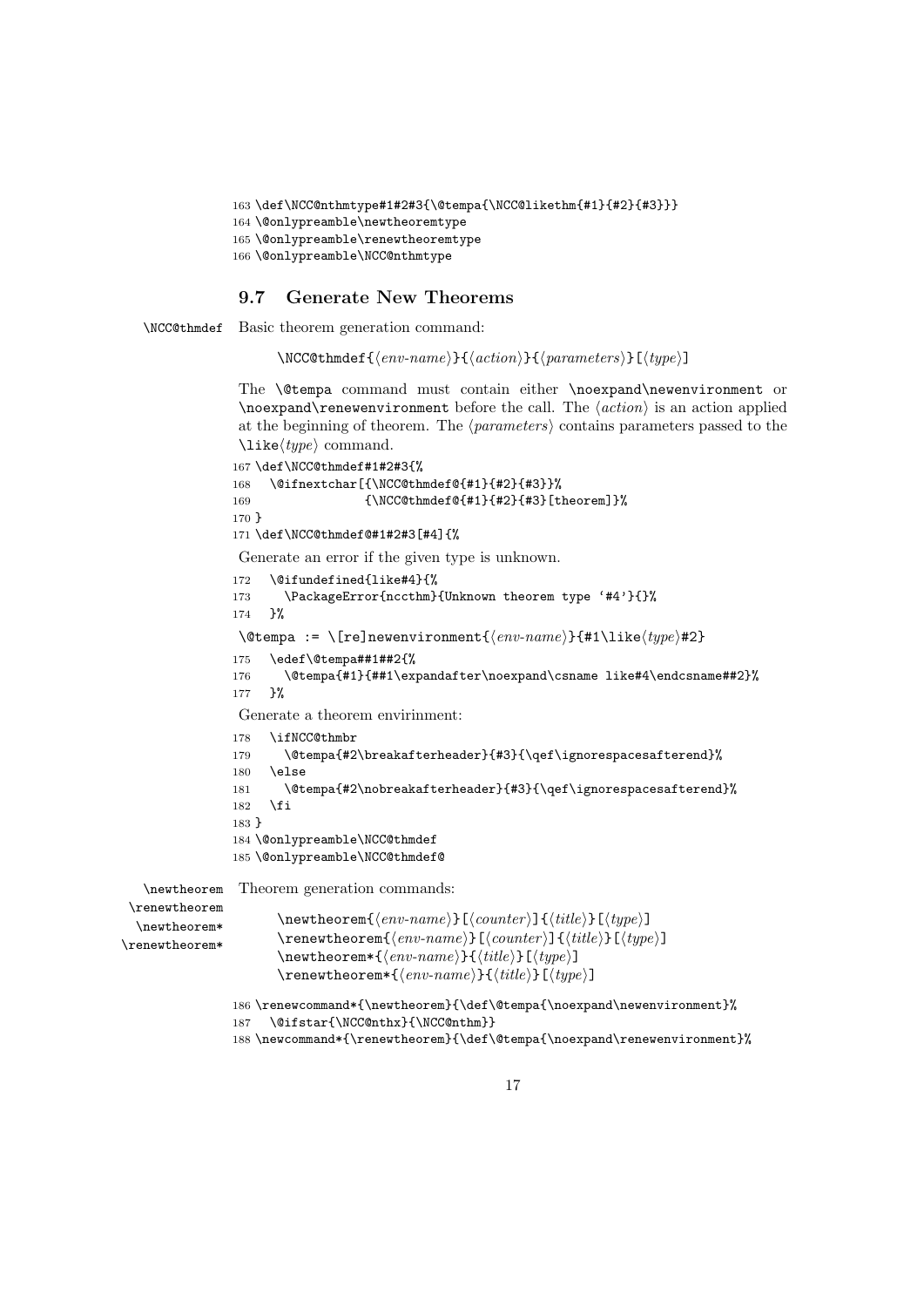```
163 \def\NCC@nthmtype#1#2#3{\@tempa{\NCC@likethm{#1}{#2}{#3}}}
164 \@onlypreamble\newtheoremtype
165 \@onlypreamble\renewtheoremtype
166 \@onlypreamble\NCC@nthmtype
```

### 9.7 Generate New Theorems

\NCC@thmdef Basic theorem generation command:

\NCC@thmdef{⟨*env-name*⟩}{⟨*action*⟩}{⟨*parameters*⟩}[⟨*type*⟩]

The \@tempa command must contain either \noexpand\newenvironment or \noexpand\renewenvironment before the call. The ⟨*action*⟩ is an action applied at the beginning of theorem. The ⟨*parameters*⟩ contains parameters passed to the \like⟨*type*⟩ command.

```
167 \def\NCC@thmdef#1#2#3{%
168   \@ifnextchar[{\NCC@thmdef@{#1}{#2}{#3}}%
169               {\NCC@thmdef@{#1}{#2}{#3}[theorem]}%
170 }
171 \def\NCC@thmdef@#1#2#3[#4]{%
```

Generate an error if the given type is unknown.

```
172   \@ifundefined{like#4}{%
173     \PackageError{nccthm}{Unknown theorem type '#4'}{}%
174   }%
```

\@tempa := \[re]newenvironment{⟨*env-name*⟩}{#1\like⟨*type*⟩#2}

```
175   \edef\@tempa##1##2{%
176     \@tempa{#1}{##1\expandafter\noexpand\csname like#4\endcsname##2}%
177   }%
```

Generate a theorem envirinment:

```
178   \ifNCC@thmbr
179     \@tempa{#2\breakafterheader}{#3}{\qef\ignorespacesafterend}%
180   \else
181     \@tempa{#2\nobreakafterheader}{#3}{\qef\ignorespacesafterend}%
182   \fi
183 }
184 \@onlypreamble\NCC@thmdef
185 \@onlypreamble\NCC@thmdef@
```

\newtheorem \renewtheorem \newtheorem* \renewtheorem* Theorem generation commands:

\newtheorem{⟨*env-name*⟩}[⟨*counter*⟩]{⟨*title*⟩}[⟨*type*⟩]
\renewtheorem{⟨*env-name*⟩}[⟨*counter*⟩]{⟨*title*⟩}[⟨*type*⟩]
\newtheorem*{⟨*env-name*⟩}{⟨*title*⟩}[⟨*type*⟩]
\renewtheorem*{⟨*env-name*⟩}{⟨*title*⟩}[⟨*type*⟩]

```
186 \renewcommand*{\newtheorem}{\def\@tempa{\noexpand\newenvironment}%
187   \@ifstar{\NCC@nthx}{\NCC@nthm}}
188 \newcommand*{\renewtheorem}{\def\@tempa{\noexpand\renewenvironment}%
```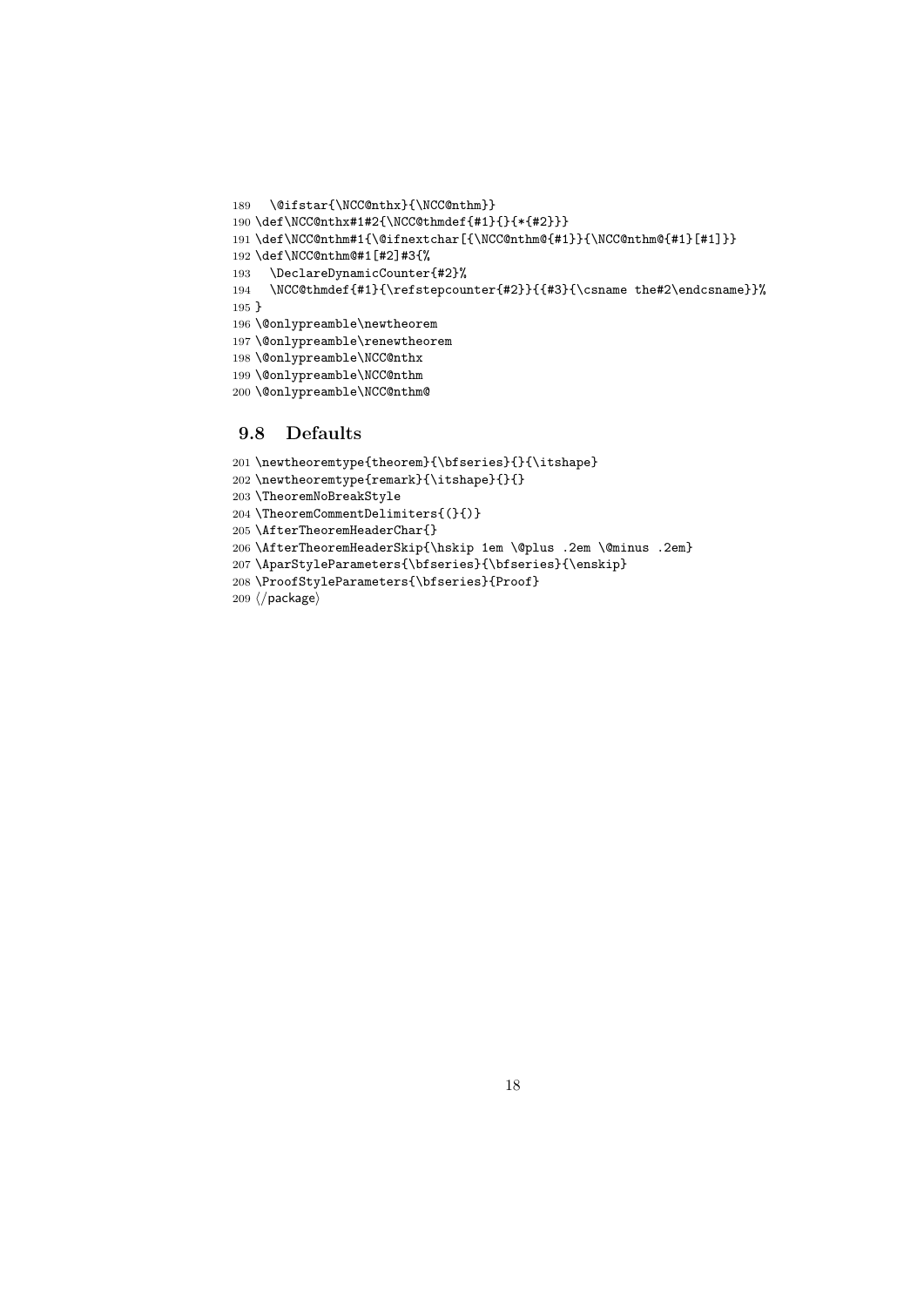```
189   \@ifstar{\NCC@nthx}{\NCC@nthm}}
190 \def\NCC@nthx#1#2{\NCC@thmdef{#1}{}{*{#2}}}
191 \def\NCC@nthm#1{\@ifnextchar[{\NCC@nthm@{#1}}{\NCC@nthm@{#1}[#1]}}
192 \def\NCC@nthm@#1[#2]#3{%
193   \DeclareDynamicCounter{#2}%
194   \NCC@thmdef{#1}{\refstepcounter{#2}}{{#3}{\csname the#2\endcsname}}%
195 }
196 \@onlypreamble\newtheorem
197 \@onlypreamble\renewtheorem
198 \@onlypreamble\NCC@nthx
199 \@onlypreamble\NCC@nthm
200 \@onlypreamble\NCC@nthm@
```

## 9.8 Defaults

```
201 \newtheoremtype{theorem}{\bfseries}{}{\itshape}
202 \newtheoremtype{remark}{\itshape}{}{}
203 \TheoremNoBreakStyle
204 \TheoremCommentDelimiters{(}{)}
205 \AfterTheoremHeaderChar{}
206 \AfterTheoremHeaderSkip{\hskip 1em \@plus .2em \@minus .2em}
207 \AparStyleParameters{\bfseries}{\bfseries}{\enskip}
208 \ProofStyleParameters{\bfseries}{Proof}
209 ⟨/package⟩
```